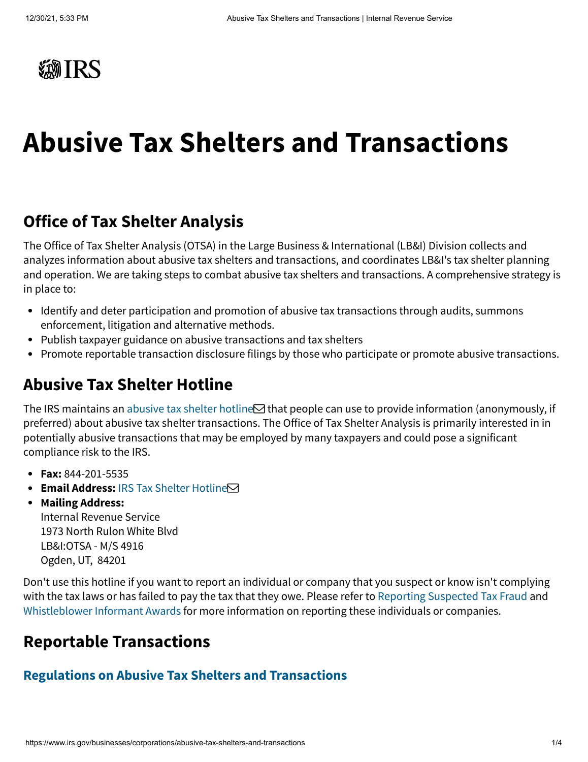IRS

# Abusive Tax Shelters and Transactions

## Office of Tax Shelter Analysis

The Office of Tax Shelter Analysis (OTSA) in the Large Business & International (LB&I) Division collects and analyzes information about abusive tax shelters and transactions, and coordinates LB&I's tax shelter planning and operation. We are taking steps to combat abusive tax shelters and transactions. A comprehensive strategy is in place to:

- Identify and deter participation and promotion of abusive tax transactions through audits, summons enforcement, litigation and alternative methods.
- Publish taxpayer guidance on abusive transactions and tax shelters
- Promote reportable transaction disclosure filings by those who participate or promote abusive transactions.

## Abusive Tax Shelter Hotline

The IRS maintains an abusive tax shelter hotline that people can use to provide information (anonymously, if preferred) about abusive tax shelter transactions. The Office of Tax Shelter Analysis is primarily interested in in potentially abusive transactions that may be employed by many taxpayers and could pose a significant compliance risk to the IRS.

- **Fax:** 844-201-5535
- **Email Address:** IRS Tax Shelter Hotline
- **Mailing Address:**
  Internal Revenue Service
  1973 North Rulon White Blvd
  LB&I:OTSA - M/S 4916
  Ogden, UT, 84201

Don't use this hotline if you want to report an individual or company that you suspect or know isn't complying with the tax laws or has failed to pay the tax that they owe. Please refer to Reporting Suspected Tax Fraud and Whistleblower Informant Awards for more information on reporting these individuals or companies.

## Reportable Transactions

### Regulations on Abusive Tax Shelters and Transactions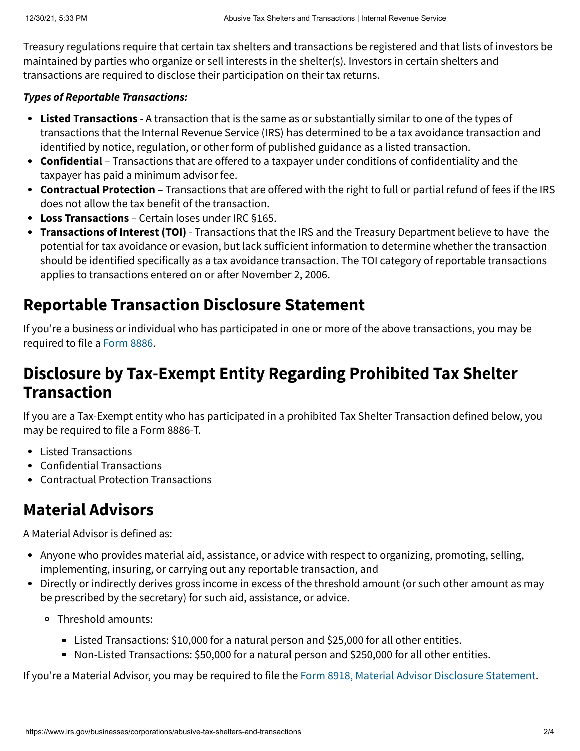Treasury regulations require that certain tax shelters and transactions be registered and that lists of investors be maintained by parties who organize or sell interests in the shelter(s). Investors in certain shelters and transactions are required to disclose their participation on their tax returns.

***Types of Reportable Transactions:***

- **Listed Transactions** - A transaction that is the same as or substantially similar to one of the types of transactions that the Internal Revenue Service (IRS) has determined to be a tax avoidance transaction and identified by notice, regulation, or other form of published guidance as a listed transaction.
- **Confidential** – Transactions that are offered to a taxpayer under conditions of confidentiality and the taxpayer has paid a minimum advisor fee.
- **Contractual Protection** – Transactions that are offered with the right to full or partial refund of fees if the IRS does not allow the tax benefit of the transaction.
- **Loss Transactions** – Certain loses under IRC §165.
- **Transactions of Interest (TOI)** - Transactions that the IRS and the Treasury Department believe to have the potential for tax avoidance or evasion, but lack sufficient information to determine whether the transaction should be identified specifically as a tax avoidance transaction. The TOI category of reportable transactions applies to transactions entered on or after November 2, 2006.

## Reportable Transaction Disclosure Statement

If you're a business or individual who has participated in one or more of the above transactions, you may be required to file a Form 8886.

## Disclosure by Tax-Exempt Entity Regarding Prohibited Tax Shelter Transaction

If you are a Tax-Exempt entity who has participated in a prohibited Tax Shelter Transaction defined below, you may be required to file a Form 8886-T.

- Listed Transactions
- Confidential Transactions
- Contractual Protection Transactions

## Material Advisors

A Material Advisor is defined as:

- Anyone who provides material aid, assistance, or advice with respect to organizing, promoting, selling, implementing, insuring, or carrying out any reportable transaction, and
- Directly or indirectly derives gross income in excess of the threshold amount (or such other amount as may be prescribed by the secretary) for such aid, assistance, or advice.
  - Threshold amounts:
    - Listed Transactions: $10,000 for a natural person and $25,000 for all other entities.
    - Non-Listed Transactions: $50,000 for a natural person and $250,000 for all other entities.

If you're a Material Advisor, you may be required to file the Form 8918, Material Advisor Disclosure Statement.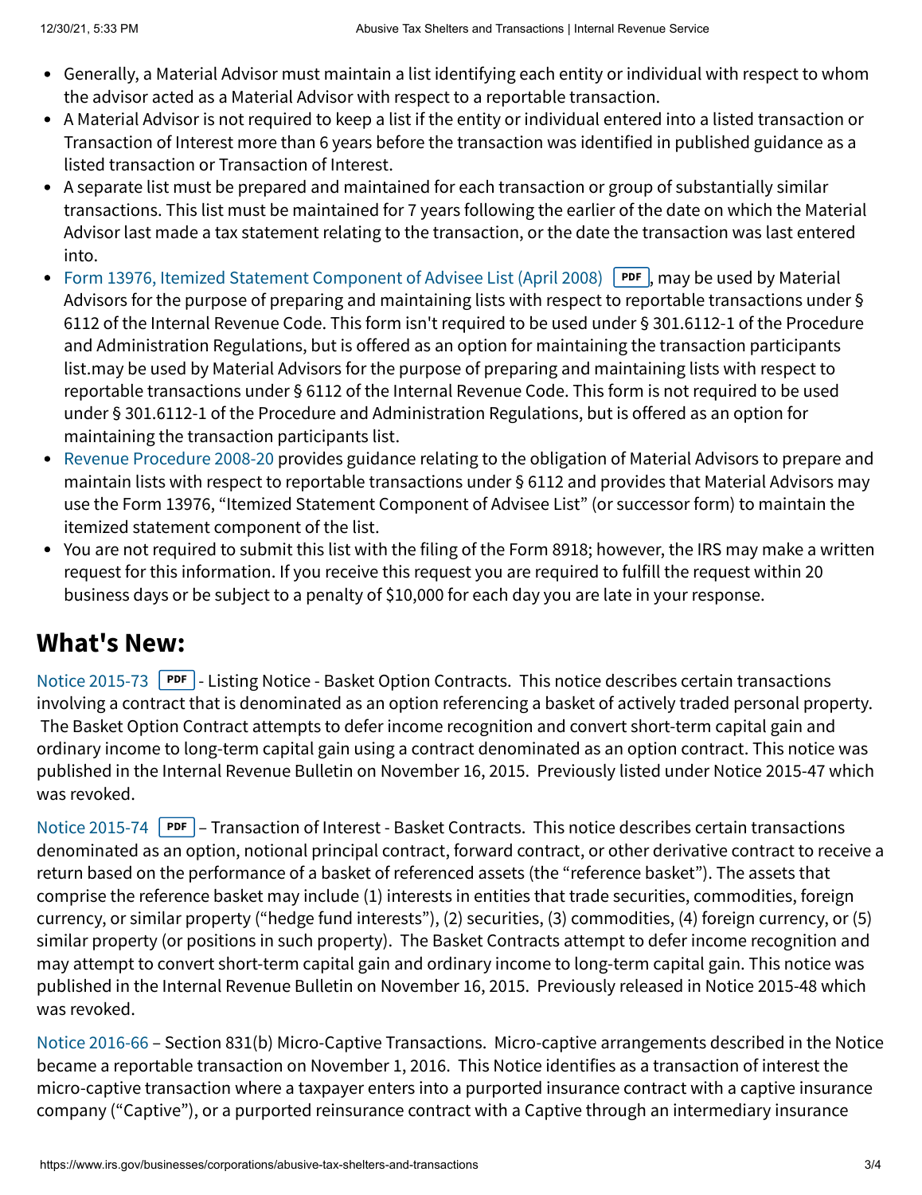- Generally, a Material Advisor must maintain a list identifying each entity or individual with respect to whom the advisor acted as a Material Advisor with respect to a reportable transaction.
- A Material Advisor is not required to keep a list if the entity or individual entered into a listed transaction or Transaction of Interest more than 6 years before the transaction was identified in published guidance as a listed transaction or Transaction of Interest.
- A separate list must be prepared and maintained for each transaction or group of substantially similar transactions. This list must be maintained for 7 years following the earlier of the date on which the Material Advisor last made a tax statement relating to the transaction, or the date the transaction was last entered into.
- Form 13976, Itemized Statement Component of Advisee List (April 2008) PDF, may be used by Material Advisors for the purpose of preparing and maintaining lists with respect to reportable transactions under § 6112 of the Internal Revenue Code. This form isn't required to be used under § 301.6112-1 of the Procedure and Administration Regulations, but is offered as an option for maintaining the transaction participants list.may be used by Material Advisors for the purpose of preparing and maintaining lists with respect to reportable transactions under § 6112 of the Internal Revenue Code. This form is not required to be used under § 301.6112-1 of the Procedure and Administration Regulations, but is offered as an option for maintaining the transaction participants list.
- Revenue Procedure 2008-20 provides guidance relating to the obligation of Material Advisors to prepare and maintain lists with respect to reportable transactions under § 6112 and provides that Material Advisors may use the Form 13976, "Itemized Statement Component of Advisee List" (or successor form) to maintain the itemized statement component of the list.
- You are not required to submit this list with the filing of the Form 8918; however, the IRS may make a written request for this information. If you receive this request you are required to fulfill the request within 20 business days or be subject to a penalty of $10,000 for each day you are late in your response.

## What's New:

Notice 2015-73 PDF - Listing Notice - Basket Option Contracts. This notice describes certain transactions involving a contract that is denominated as an option referencing a basket of actively traded personal property. The Basket Option Contract attempts to defer income recognition and convert short-term capital gain and ordinary income to long-term capital gain using a contract denominated as an option contract. This notice was published in the Internal Revenue Bulletin on November 16, 2015. Previously listed under Notice 2015-47 which was revoked.

Notice 2015-74 PDF – Transaction of Interest - Basket Contracts. This notice describes certain transactions denominated as an option, notional principal contract, forward contract, or other derivative contract to receive a return based on the performance of a basket of referenced assets (the "reference basket"). The assets that comprise the reference basket may include (1) interests in entities that trade securities, commodities, foreign currency, or similar property ("hedge fund interests"), (2) securities, (3) commodities, (4) foreign currency, or (5) similar property (or positions in such property). The Basket Contracts attempt to defer income recognition and may attempt to convert short-term capital gain and ordinary income to long-term capital gain. This notice was published in the Internal Revenue Bulletin on November 16, 2015. Previously released in Notice 2015-48 which was revoked.

Notice 2016-66 – Section 831(b) Micro-Captive Transactions. Micro-captive arrangements described in the Notice became a reportable transaction on November 1, 2016. This Notice identifies as a transaction of interest the micro-captive transaction where a taxpayer enters into a purported insurance contract with a captive insurance company ("Captive"), or a purported reinsurance contract with a Captive through an intermediary insurance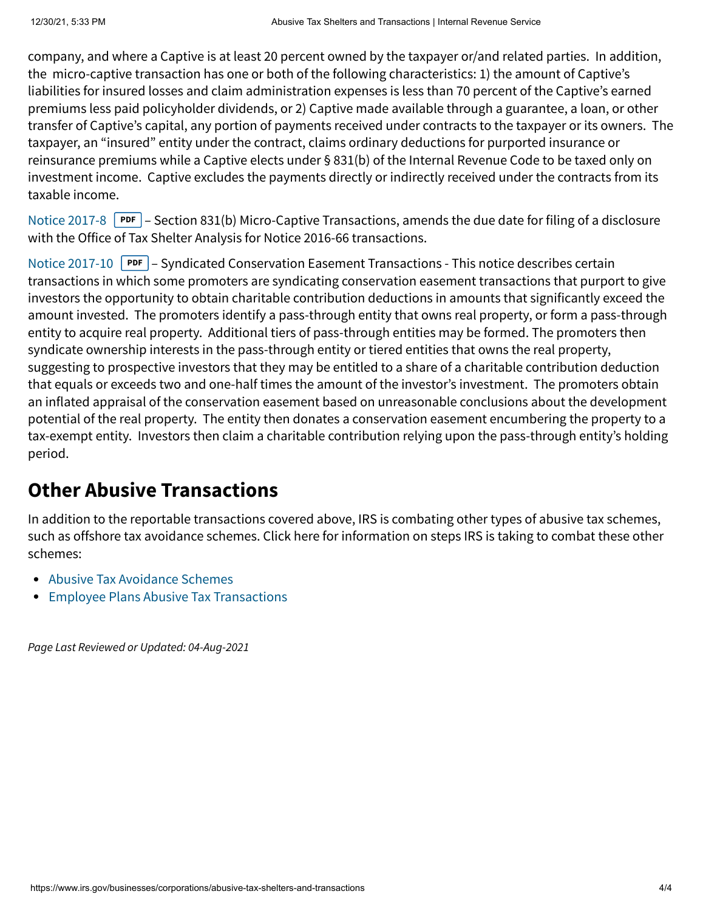company, and where a Captive is at least 20 percent owned by the taxpayer or/and related parties. In addition, the micro-captive transaction has one or both of the following characteristics: 1) the amount of Captive's liabilities for insured losses and claim administration expenses is less than 70 percent of the Captive's earned premiums less paid policyholder dividends, or 2) Captive made available through a guarantee, a loan, or other transfer of Captive's capital, any portion of payments received under contracts to the taxpayer or its owners. The taxpayer, an "insured" entity under the contract, claims ordinary deductions for purported insurance or reinsurance premiums while a Captive elects under § 831(b) of the Internal Revenue Code to be taxed only on investment income. Captive excludes the payments directly or indirectly received under the contracts from its taxable income.

Notice 2017-8 PDF – Section 831(b) Micro-Captive Transactions, amends the due date for filing of a disclosure with the Office of Tax Shelter Analysis for Notice 2016-66 transactions.

Notice 2017-10 PDF – Syndicated Conservation Easement Transactions - This notice describes certain transactions in which some promoters are syndicating conservation easement transactions that purport to give investors the opportunity to obtain charitable contribution deductions in amounts that significantly exceed the amount invested. The promoters identify a pass-through entity that owns real property, or form a pass-through entity to acquire real property. Additional tiers of pass-through entities may be formed. The promoters then syndicate ownership interests in the pass-through entity or tiered entities that owns the real property, suggesting to prospective investors that they may be entitled to a share of a charitable contribution deduction that equals or exceeds two and one-half times the amount of the investor's investment. The promoters obtain an inflated appraisal of the conservation easement based on unreasonable conclusions about the development potential of the real property. The entity then donates a conservation easement encumbering the property to a tax-exempt entity. Investors then claim a charitable contribution relying upon the pass-through entity's holding period.

## Other Abusive Transactions

In addition to the reportable transactions covered above, IRS is combating other types of abusive tax schemes, such as offshore tax avoidance schemes. Click here for information on steps IRS is taking to combat these other schemes:

- Abusive Tax Avoidance Schemes
- Employee Plans Abusive Tax Transactions

*Page Last Reviewed or Updated: 04-Aug-2021*